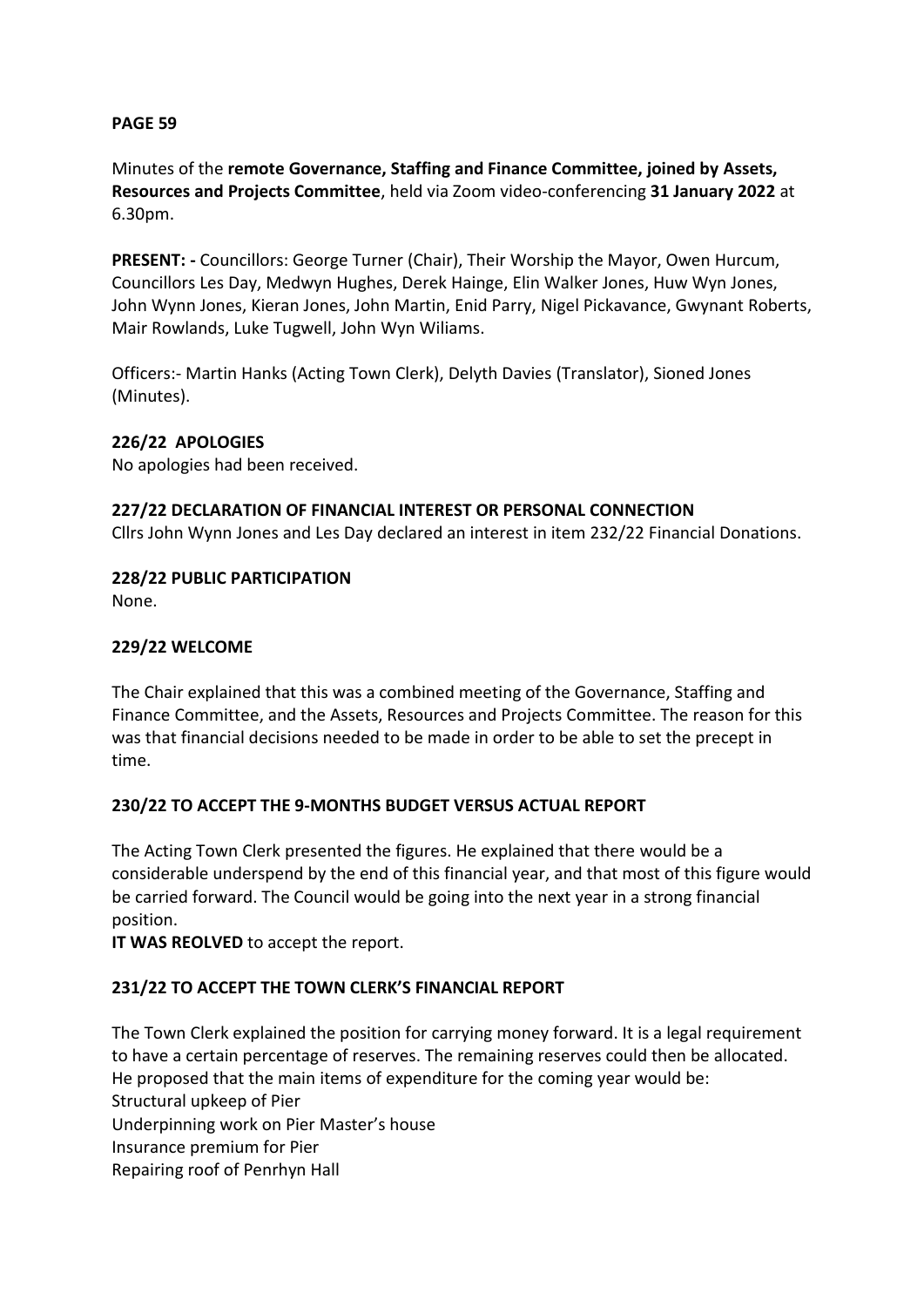**PAGE 59**

Minutes of the **remote Governance, Staffing and Finance Committee, joined by Assets, Resources and Projects Committee**, held via Zoom video-conferencing **31 January 2022** at 6.30pm.

**PRESENT: -** Councillors: George Turner (Chair), Their Worship the Mayor, Owen Hurcum, Councillors Les Day, Medwyn Hughes, Derek Hainge, Elin Walker Jones, Huw Wyn Jones, John Wynn Jones, Kieran Jones, John Martin, Enid Parry, Nigel Pickavance, Gwynant Roberts, Mair Rowlands, Luke Tugwell, John Wyn Wiliams.

Officers:- Martin Hanks (Acting Town Clerk), Delyth Davies (Translator), Sioned Jones (Minutes).

**226/22 APOLOGIES**

No apologies had been received.

**227/22 DECLARATION OF FINANCIAL INTEREST OR PERSONAL CONNECTION**

Cllrs John Wynn Jones and Les Day declared an interest in item 232/22 Financial Donations.

**228/22 PUBLIC PARTICIPATION**

None.

**229/22 WELCOME**

The Chair explained that this was a combined meeting of the Governance, Staffing and Finance Committee, and the Assets, Resources and Projects Committee. The reason for this was that financial decisions needed to be made in order to be able to set the precept in time.

**230/22 TO ACCEPT THE 9-MONTHS BUDGET VERSUS ACTUAL REPORT**

The Acting Town Clerk presented the figures. He explained that there would be a considerable underspend by the end of this financial year, and that most of this figure would be carried forward. The Council would be going into the next year in a strong financial position.

**IT WAS REOLVED** to accept the report.

**231/22 TO ACCEPT THE TOWN CLERK'S FINANCIAL REPORT**

The Town Clerk explained the position for carrying money forward. It is a legal requirement to have a certain percentage of reserves. The remaining reserves could then be allocated. He proposed that the main items of expenditure for the coming year would be:

Structural upkeep of Pier
Underpinning work on Pier Master's house
Insurance premium for Pier
Repairing roof of Penrhyn Hall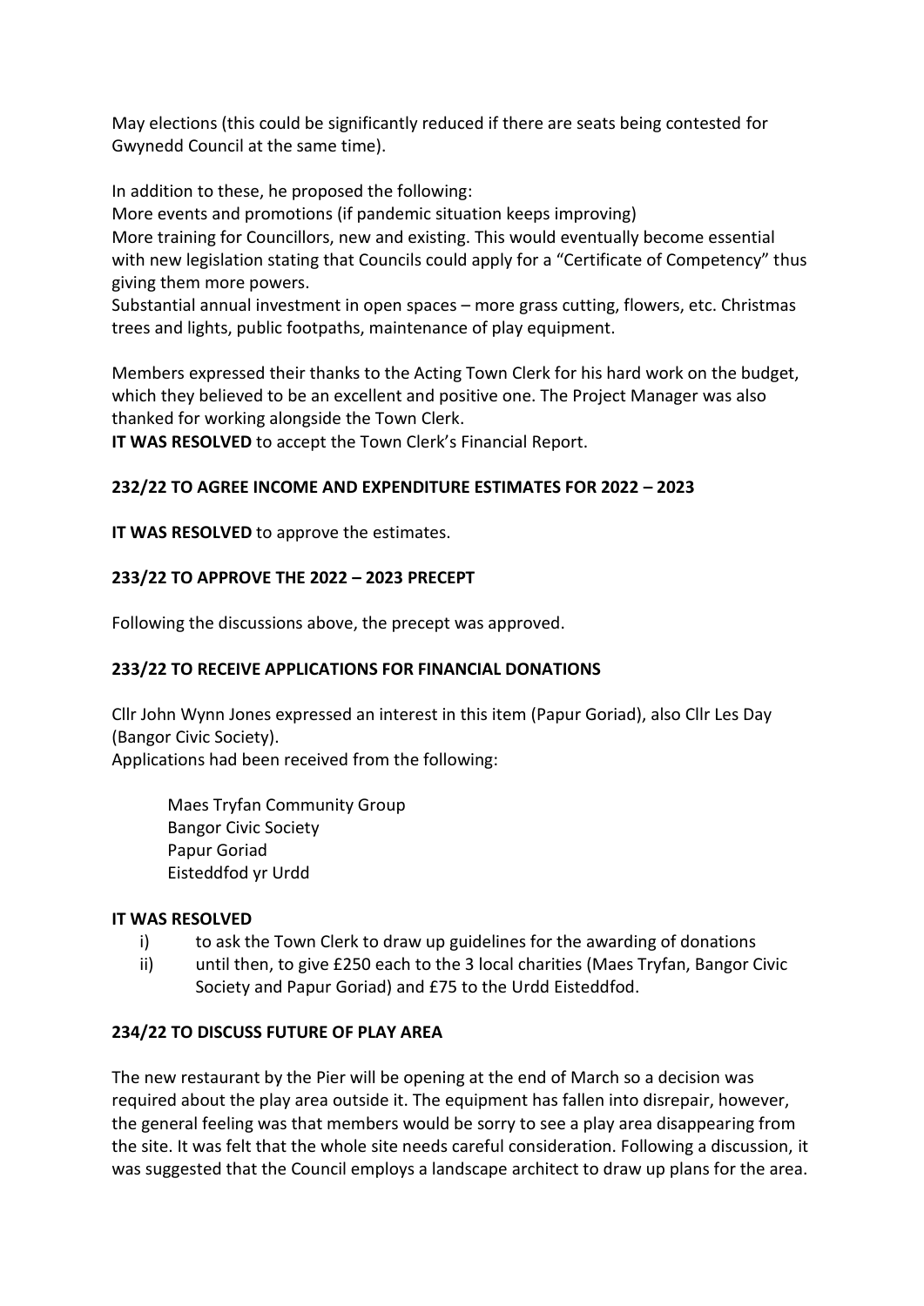May elections (this could be significantly reduced if there are seats being contested for Gwynedd Council at the same time).

In addition to these, he proposed the following:
More events and promotions (if pandemic situation keeps improving)
More training for Councillors, new and existing. This would eventually become essential with new legislation stating that Councils could apply for a "Certificate of Competency" thus giving them more powers.
Substantial annual investment in open spaces – more grass cutting, flowers, etc. Christmas trees and lights, public footpaths, maintenance of play equipment.

Members expressed their thanks to the Acting Town Clerk for his hard work on the budget, which they believed to be an excellent and positive one. The Project Manager was also thanked for working alongside the Town Clerk.
**IT WAS RESOLVED** to accept the Town Clerk's Financial Report.

**232/22 TO AGREE INCOME AND EXPENDITURE ESTIMATES FOR 2022 – 2023**

**IT WAS RESOLVED** to approve the estimates.

**233/22 TO APPROVE THE 2022 – 2023 PRECEPT**

Following the discussions above, the precept was approved.

**233/22 TO RECEIVE APPLICATIONS FOR FINANCIAL DONATIONS**

Cllr John Wynn Jones expressed an interest in this item (Papur Goriad), also Cllr Les Day (Bangor Civic Society).
Applications had been received from the following:

Maes Tryfan Community Group
Bangor Civic Society
Papur Goriad
Eisteddfod yr Urdd

**IT WAS RESOLVED**

i) to ask the Town Clerk to draw up guidelines for the awarding of donations
ii) until then, to give £250 each to the 3 local charities (Maes Tryfan, Bangor Civic Society and Papur Goriad) and £75 to the Urdd Eisteddfod.

**234/22 TO DISCUSS FUTURE OF PLAY AREA**

The new restaurant by the Pier will be opening at the end of March so a decision was required about the play area outside it. The equipment has fallen into disrepair, however, the general feeling was that members would be sorry to see a play area disappearing from the site. It was felt that the whole site needs careful consideration. Following a discussion, it was suggested that the Council employs a landscape architect to draw up plans for the area.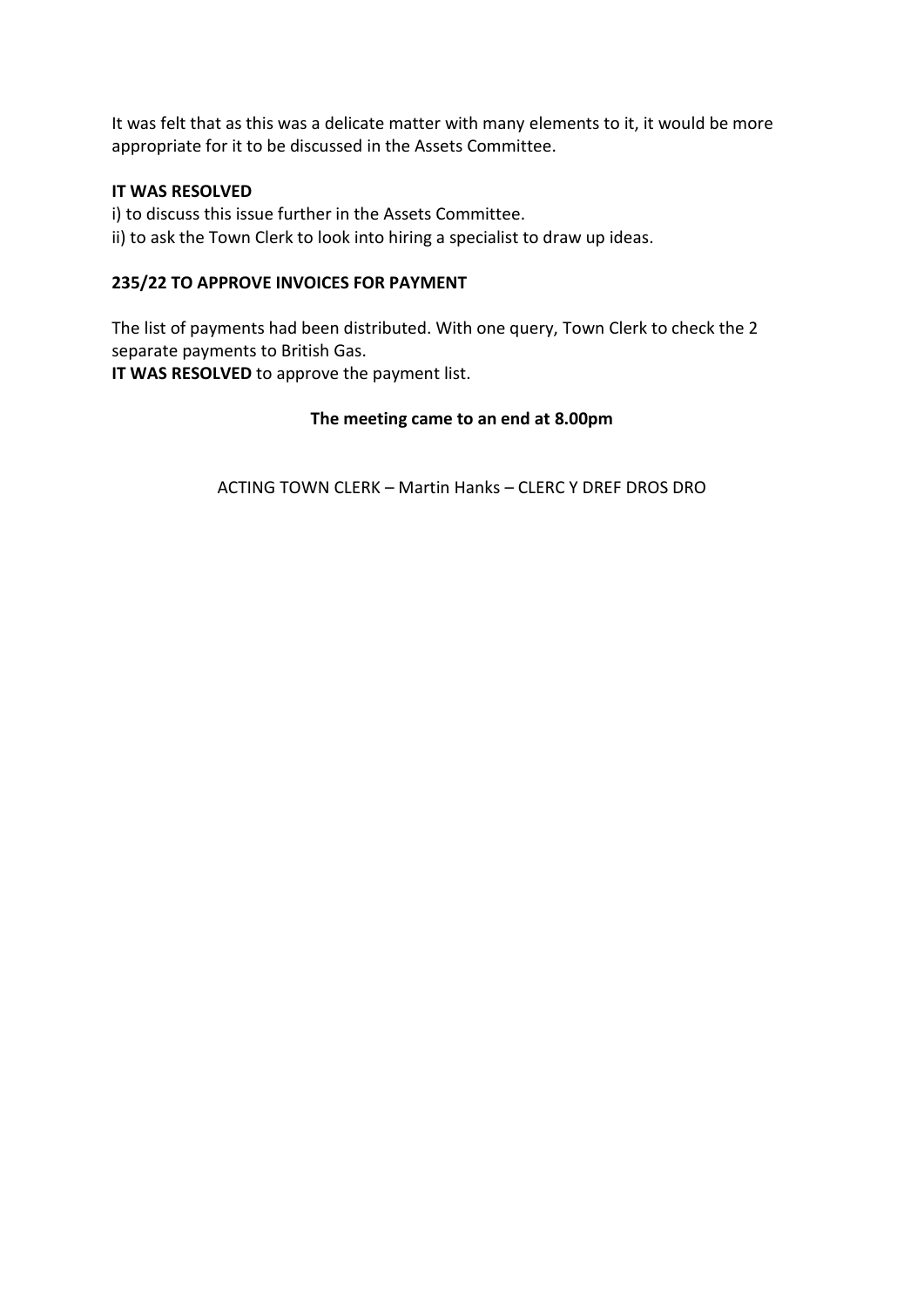It was felt that as this was a delicate matter with many elements to it, it would be more appropriate for it to be discussed in the Assets Committee.

**IT WAS RESOLVED**

i) to discuss this issue further in the Assets Committee.
ii) to ask the Town Clerk to look into hiring a specialist to draw up ideas.

**235/22 TO APPROVE INVOICES FOR PAYMENT**

The list of payments had been distributed. With one query, Town Clerk to check the 2 separate payments to British Gas.
**IT WAS RESOLVED** to approve the payment list.

**The meeting came to an end at 8.00pm**

ACTING TOWN CLERK – Martin Hanks – CLERC Y DREF DROS DRO